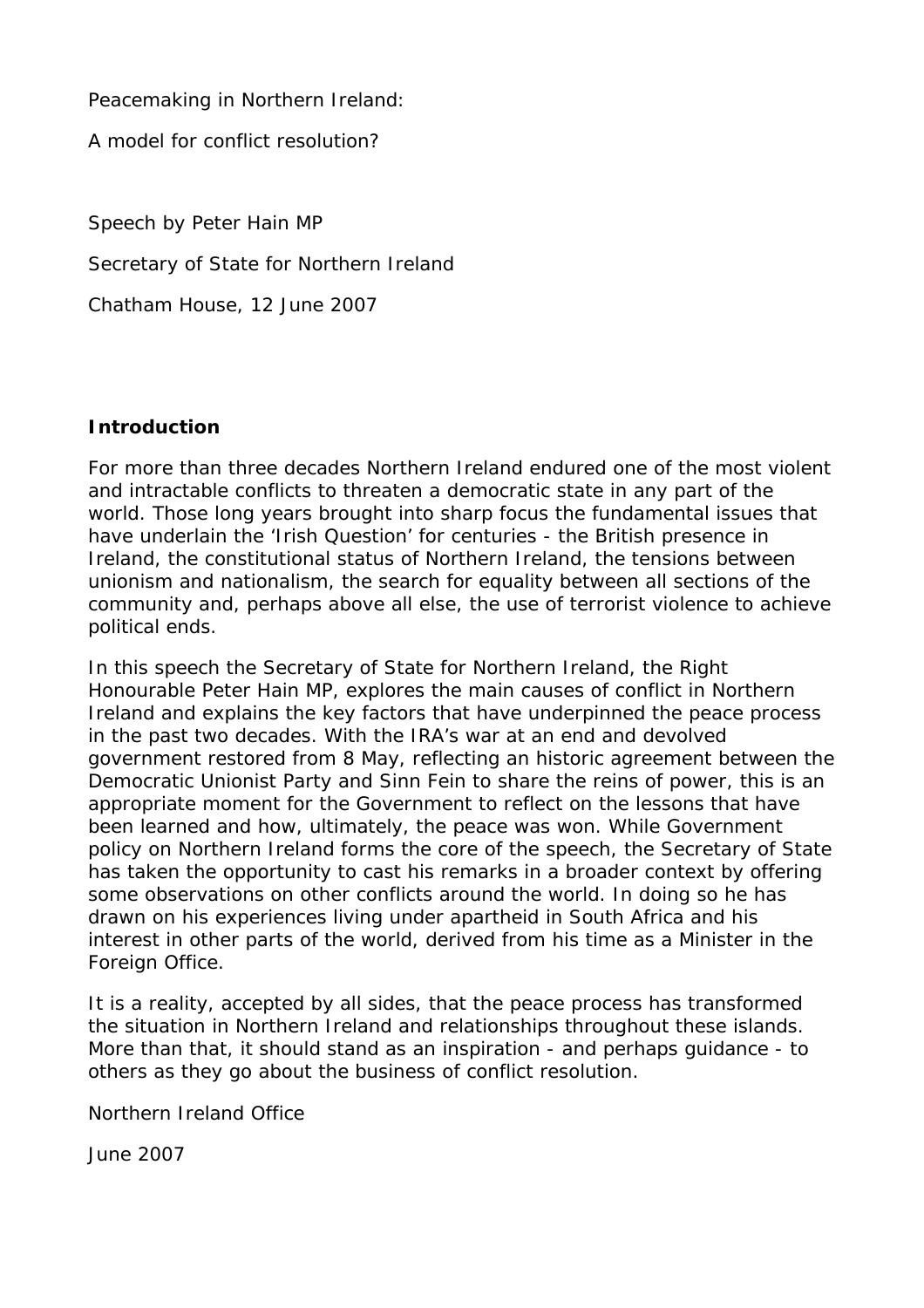Peacemaking in Northern Ireland:

A model for conflict resolution?

Speech by Peter Hain MP

Secretary of State for Northern Ireland

Chatham House, 12 June 2007

## Introduction

For more than three decades Northern Ireland endured one of the most violent and intractable conflicts to threaten a democratic state in any part of the world. Those long years brought into sharp focus the fundamental issues that have underlain the 'Irish Question' for centuries - the British presence in Ireland, the constitutional status of Northern Ireland, the tensions between unionism and nationalism, the search for equality between all sections of the community and, perhaps above all else, the use of terrorist violence to achieve political ends.

In this speech the Secretary of State for Northern Ireland, the Right Honourable Peter Hain MP, explores the main causes of conflict in Northern Ireland and explains the key factors that have underpinned the peace process in the past two decades. With the IRA's war at an end and devolved government restored from 8 May, reflecting an historic agreement between the Democratic Unionist Party and Sinn Fein to share the reins of power, this is an appropriate moment for the Government to reflect on the lessons that have been learned and how, ultimately, the peace was won. While Government policy on Northern Ireland forms the core of the speech, the Secretary of State has taken the opportunity to cast his remarks in a broader context by offering some observations on other conflicts around the world. In doing so he has drawn on his experiences living under apartheid in South Africa and his interest in other parts of the world, derived from his time as a Minister in the Foreign Office.

It is a reality, accepted by all sides, that the peace process has transformed the situation in Northern Ireland and relationships throughout these islands. More than that, it should stand as an inspiration - and perhaps guidance - to others as they go about the business of conflict resolution.

Northern Ireland Office

June 2007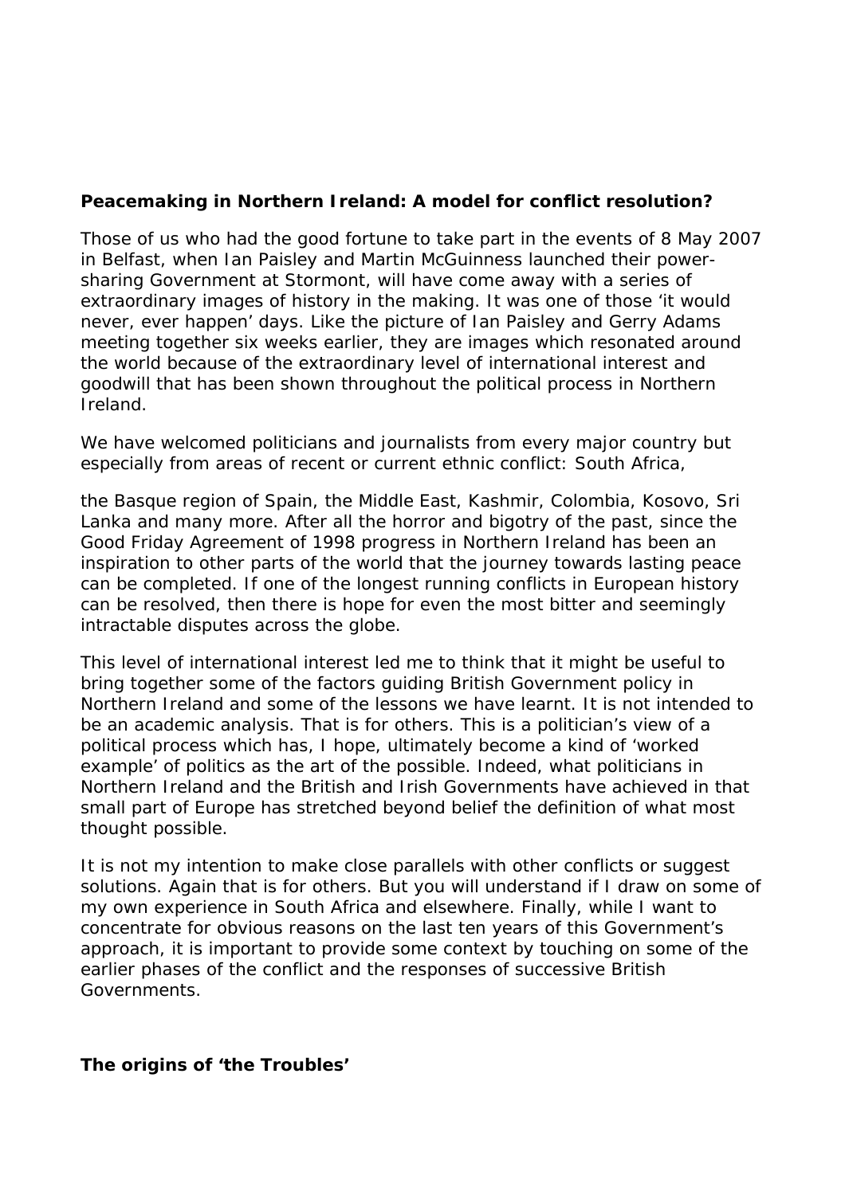**Peacemaking in Northern Ireland: A model for conflict resolution?**

Those of us who had the good fortune to take part in the events of 8 May 2007 in Belfast, when Ian Paisley and Martin McGuinness launched their power-sharing Government at Stormont, will have come away with a series of extraordinary images of history in the making. It was one of those 'it would never, ever happen' days. Like the picture of Ian Paisley and Gerry Adams meeting together six weeks earlier, they are images which resonated around the world because of the extraordinary level of international interest and goodwill that has been shown throughout the political process in Northern Ireland.

We have welcomed politicians and journalists from every major country but especially from areas of recent or current ethnic conflict: South Africa, the Basque region of Spain, the Middle East, Kashmir, Colombia, Kosovo, Sri Lanka and many more. After all the horror and bigotry of the past, since the Good Friday Agreement of 1998 progress in Northern Ireland has been an inspiration to other parts of the world that the journey towards lasting peace can be completed. If one of the longest running conflicts in European history can be resolved, then there is hope for even the most bitter and seemingly intractable disputes across the globe.

This level of international interest led me to think that it might be useful to bring together some of the factors guiding British Government policy in Northern Ireland and some of the lessons we have learnt. It is not intended to be an academic analysis. That is for others. This is a politician's view of a political process which has, I hope, ultimately become a kind of 'worked example' of politics as the art of the possible. Indeed, what politicians in Northern Ireland and the British and Irish Governments have achieved in that small part of Europe has stretched beyond belief the definition of what most thought possible.

It is not my intention to make close parallels with other conflicts or suggest solutions. Again that is for others. But you will understand if I draw on some of my own experience in South Africa and elsewhere. Finally, while I want to concentrate for obvious reasons on the last ten years of this Government's approach, it is important to provide some context by touching on some of the earlier phases of the conflict and the responses of successive British Governments.

**The origins of 'the Troubles'**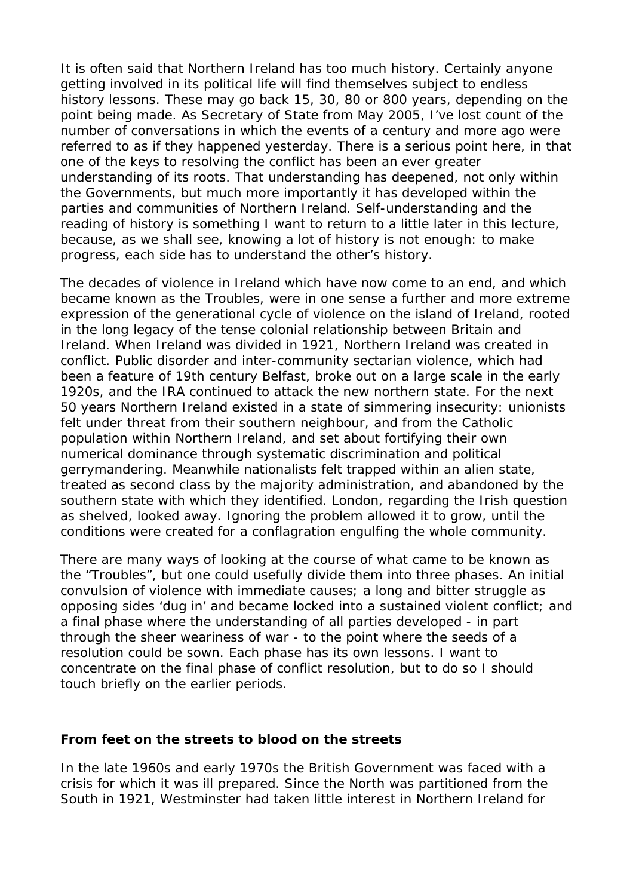It is often said that Northern Ireland has too much history. Certainly anyone getting involved in its political life will find themselves subject to endless history lessons. These may go back 15, 30, 80 or 800 years, depending on the point being made. As Secretary of State from May 2005, I've lost count of the number of conversations in which the events of a century and more ago were referred to as if they happened yesterday. There is a serious point here, in that one of the keys to resolving the conflict has been an ever greater understanding of its roots. That understanding has deepened, not only within the Governments, but much more importantly it has developed within the parties and communities of Northern Ireland. Self-understanding and the reading of history is something I want to return to a little later in this lecture, because, as we shall see, knowing a lot of history is not enough: to make progress, each side has to understand the other's history.

The decades of violence in Ireland which have now come to an end, and which became known as the Troubles, were in one sense a further and more extreme expression of the generational cycle of violence on the island of Ireland, rooted in the long legacy of the tense colonial relationship between Britain and Ireland. When Ireland was divided in 1921, Northern Ireland was created in conflict. Public disorder and inter-community sectarian violence, which had been a feature of 19th century Belfast, broke out on a large scale in the early 1920s, and the IRA continued to attack the new northern state. For the next 50 years Northern Ireland existed in a state of simmering insecurity: unionists felt under threat from their southern neighbour, and from the Catholic population within Northern Ireland, and set about fortifying their own numerical dominance through systematic discrimination and political gerrymandering. Meanwhile nationalists felt trapped within an alien state, treated as second class by the majority administration, and abandoned by the southern state with which they identified. London, regarding the Irish question as shelved, looked away. Ignoring the problem allowed it to grow, until the conditions were created for a conflagration engulfing the whole community.

There are many ways of looking at the course of what came to be known as the "Troubles", but one could usefully divide them into three phases. An initial convulsion of violence with immediate causes; a long and bitter struggle as opposing sides 'dug in' and became locked into a sustained violent conflict; and a final phase where the understanding of all parties developed - in part through the sheer weariness of war - to the point where the seeds of a resolution could be sown. Each phase has its own lessons. I want to concentrate on the final phase of conflict resolution, but to do so I should touch briefly on the earlier periods.

**From feet on the streets to blood on the streets**

In the late 1960s and early 1970s the British Government was faced with a crisis for which it was ill prepared. Since the North was partitioned from the South in 1921, Westminster had taken little interest in Northern Ireland for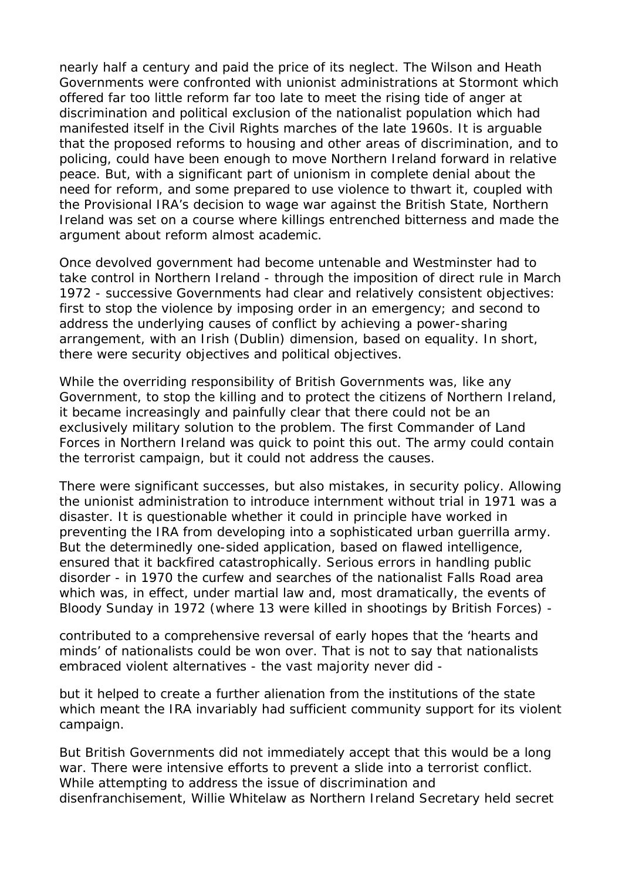nearly half a century and paid the price of its neglect. The Wilson and Heath Governments were confronted with unionist administrations at Stormont which offered far too little reform far too late to meet the rising tide of anger at discrimination and political exclusion of the nationalist population which had manifested itself in the Civil Rights marches of the late 1960s. It is arguable that the proposed reforms to housing and other areas of discrimination, and to policing, could have been enough to move Northern Ireland forward in relative peace. But, with a significant part of unionism in complete denial about the need for reform, and some prepared to use violence to thwart it, coupled with the Provisional IRA's decision to wage war against the British State, Northern Ireland was set on a course where killings entrenched bitterness and made the argument about reform almost academic.

Once devolved government had become untenable and Westminster had to take control in Northern Ireland - through the imposition of direct rule in March 1972 - successive Governments had clear and relatively consistent objectives: first to stop the violence by imposing order in an emergency; and second to address the underlying causes of conflict by achieving a power-sharing arrangement, with an Irish (Dublin) dimension, based on equality. In short, there were security objectives and political objectives.

While the overriding responsibility of British Governments was, like any Government, to stop the killing and to protect the citizens of Northern Ireland, it became increasingly and painfully clear that there could not be an exclusively military solution to the problem. The first Commander of Land Forces in Northern Ireland was quick to point this out. The army could contain the terrorist campaign, but it could not address the causes.

There were significant successes, but also mistakes, in security policy. Allowing the unionist administration to introduce internment without trial in 1971 was a disaster. It is questionable whether it could in principle have worked in preventing the IRA from developing into a sophisticated urban guerrilla army. But the determinedly one-sided application, based on flawed intelligence, ensured that it backfired catastrophically. Serious errors in handling public disorder - in 1970 the curfew and searches of the nationalist Falls Road area which was, in effect, under martial law and, most dramatically, the events of Bloody Sunday in 1972 (where 13 were killed in shootings by British Forces) - contributed to a comprehensive reversal of early hopes that the 'hearts and minds' of nationalists could be won over. That is not to say that nationalists embraced violent alternatives - the vast majority never did - but it helped to create a further alienation from the institutions of the state which meant the IRA invariably had sufficient community support for its violent campaign.

But British Governments did not immediately accept that this would be a long war. There were intensive efforts to prevent a slide into a terrorist conflict. While attempting to address the issue of discrimination and disenfranchisement, Willie Whitelaw as Northern Ireland Secretary held secret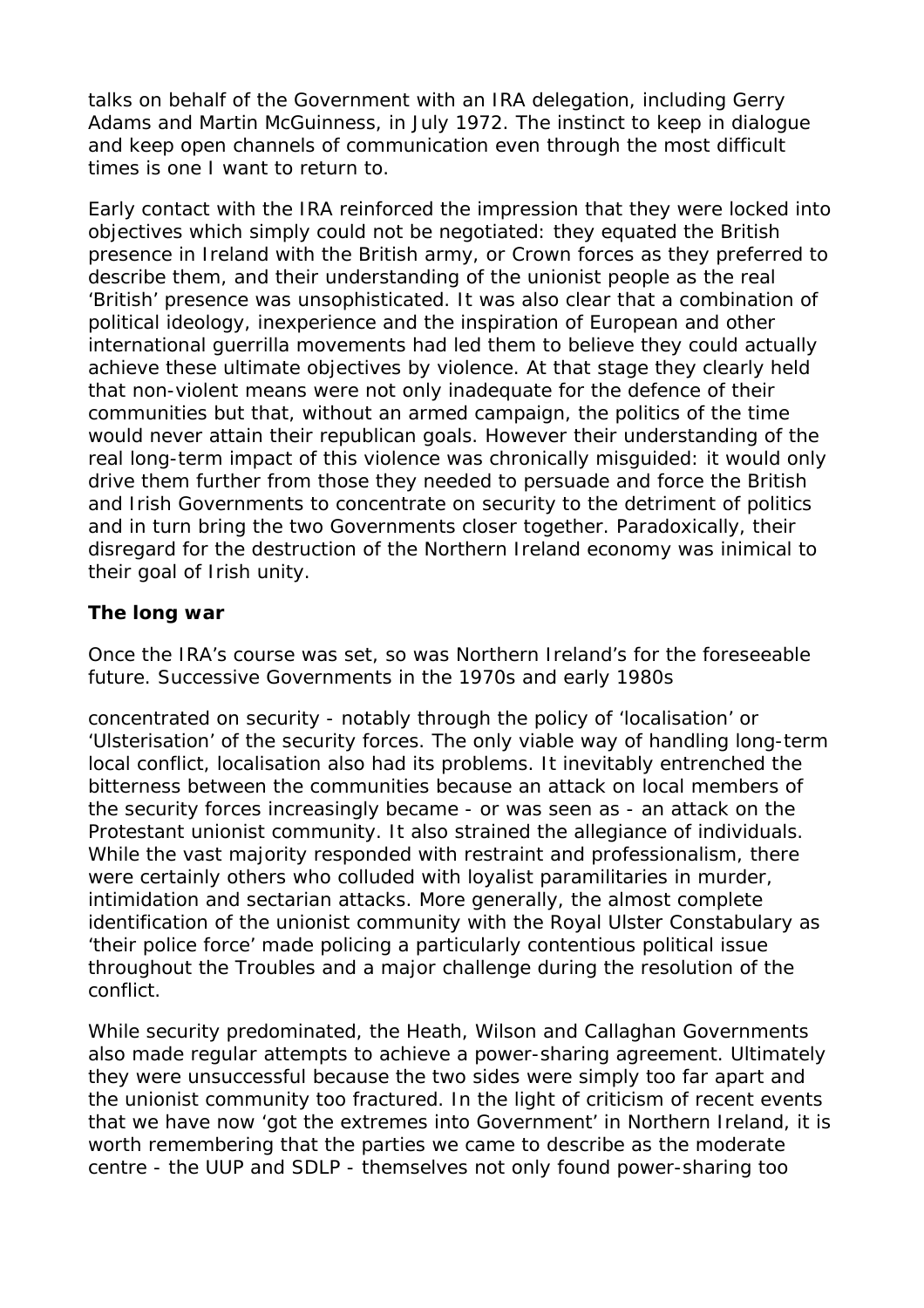talks on behalf of the Government with an IRA delegation, including Gerry Adams and Martin McGuinness, in July 1972. The instinct to keep in dialogue and keep open channels of communication even through the most difficult times is one I want to return to.

Early contact with the IRA reinforced the impression that they were locked into objectives which simply could not be negotiated: they equated the British presence in Ireland with the British army, or Crown forces as they preferred to describe them, and their understanding of the unionist people as the real 'British' presence was unsophisticated. It was also clear that a combination of political ideology, inexperience and the inspiration of European and other international guerrilla movements had led them to believe they could actually achieve these ultimate objectives by violence. At that stage they clearly held that non-violent means were not only inadequate for the defence of their communities but that, without an armed campaign, the politics of the time would never attain their republican goals. However their understanding of the real long-term impact of this violence was chronically misguided: it would only drive them further from those they needed to persuade and force the British and Irish Governments to concentrate on security to the detriment of politics and in turn bring the two Governments closer together. Paradoxically, their disregard for the destruction of the Northern Ireland economy was inimical to their goal of Irish unity.

**The long war**

Once the IRA's course was set, so was Northern Ireland's for the foreseeable future. Successive Governments in the 1970s and early 1980s concentrated on security - notably through the policy of 'localisation' or 'Ulsterisation' of the security forces. The only viable way of handling long-term local conflict, localisation also had its problems. It inevitably entrenched the bitterness between the communities because an attack on local members of the security forces increasingly became - or was seen as - an attack on the Protestant unionist community. It also strained the allegiance of individuals. While the vast majority responded with restraint and professionalism, there were certainly others who colluded with loyalist paramilitaries in murder, intimidation and sectarian attacks. More generally, the almost complete identification of the unionist community with the Royal Ulster Constabulary as 'their police force' made policing a particularly contentious political issue throughout the Troubles and a major challenge during the resolution of the conflict.

While security predominated, the Heath, Wilson and Callaghan Governments also made regular attempts to achieve a power-sharing agreement. Ultimately they were unsuccessful because the two sides were simply too far apart and the unionist community too fractured. In the light of criticism of recent events that we have now 'got the extremes into Government' in Northern Ireland, it is worth remembering that the parties we came to describe as the moderate centre - the UUP and SDLP - themselves not only found power-sharing too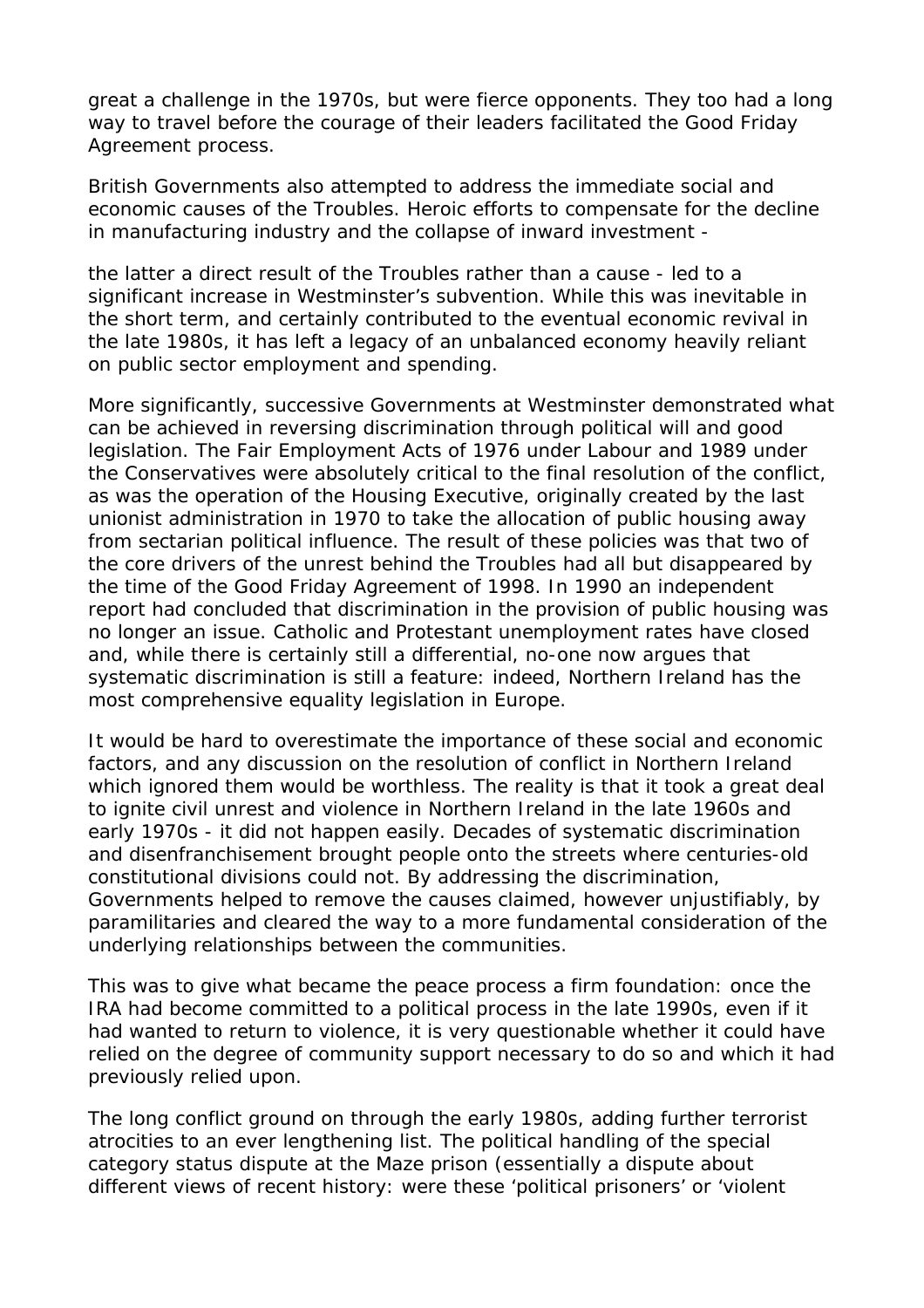great a challenge in the 1970s, but were fierce opponents. They too had a long way to travel before the courage of their leaders facilitated the Good Friday Agreement process.

British Governments also attempted to address the immediate social and economic causes of the Troubles. Heroic efforts to compensate for the decline in manufacturing industry and the collapse of inward investment - the latter a direct result of the Troubles rather than a cause - led to a significant increase in Westminster's subvention. While this was inevitable in the short term, and certainly contributed to the eventual economic revival in the late 1980s, it has left a legacy of an unbalanced economy heavily reliant on public sector employment and spending.

More significantly, successive Governments at Westminster demonstrated what can be achieved in reversing discrimination through political will and good legislation. The Fair Employment Acts of 1976 under Labour and 1989 under the Conservatives were absolutely critical to the final resolution of the conflict, as was the operation of the Housing Executive, originally created by the last unionist administration in 1970 to take the allocation of public housing away from sectarian political influence. The result of these policies was that two of the core drivers of the unrest behind the Troubles had all but disappeared by the time of the Good Friday Agreement of 1998. In 1990 an independent report had concluded that discrimination in the provision of public housing was no longer an issue. Catholic and Protestant unemployment rates have closed and, while there is certainly still a differential, no-one now argues that systematic discrimination is still a feature: indeed, Northern Ireland has the most comprehensive equality legislation in Europe.

It would be hard to overestimate the importance of these social and economic factors, and any discussion on the resolution of conflict in Northern Ireland which ignored them would be worthless. The reality is that it took a great deal to ignite civil unrest and violence in Northern Ireland in the late 1960s and early 1970s - it did not happen easily. Decades of systematic discrimination and disenfranchisement brought people onto the streets where centuries-old constitutional divisions could not. By addressing the discrimination, Governments helped to remove the causes claimed, however unjustifiably, by paramilitaries and cleared the way to a more fundamental consideration of the underlying relationships between the communities.

This was to give what became the peace process a firm foundation: once the IRA had become committed to a political process in the late 1990s, even if it had wanted to return to violence, it is very questionable whether it could have relied on the degree of community support necessary to do so and which it had previously relied upon.

The long conflict ground on through the early 1980s, adding further terrorist atrocities to an ever lengthening list. The political handling of the special category status dispute at the Maze prison (essentially a dispute about different views of recent history: were these 'political prisoners' or 'violent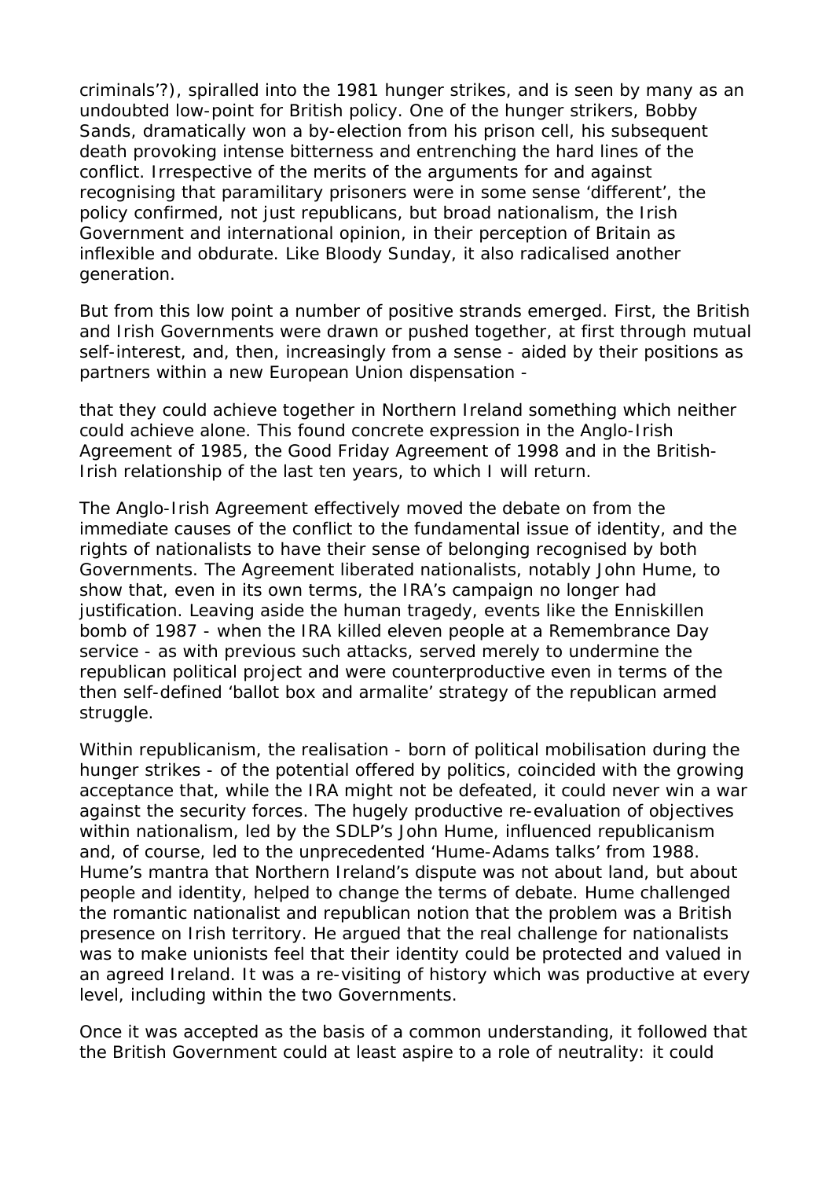criminals'?), spiralled into the 1981 hunger strikes, and is seen by many as an undoubted low-point for British policy. One of the hunger strikers, Bobby Sands, dramatically won a by-election from his prison cell, his subsequent death provoking intense bitterness and entrenching the hard lines of the conflict. Irrespective of the merits of the arguments for and against recognising that paramilitary prisoners were in some sense 'different', the policy confirmed, not just republicans, but broad nationalism, the Irish Government and international opinion, in their perception of Britain as inflexible and obdurate. Like Bloody Sunday, it also radicalised another generation.

But from this low point a number of positive strands emerged. First, the British and Irish Governments were drawn or pushed together, at first through mutual self-interest, and, then, increasingly from a sense - aided by their positions as partners within a new European Union dispensation -

that they could achieve together in Northern Ireland something which neither could achieve alone. This found concrete expression in the Anglo-Irish Agreement of 1985, the Good Friday Agreement of 1998 and in the British-Irish relationship of the last ten years, to which I will return.

The Anglo-Irish Agreement effectively moved the debate on from the immediate causes of the conflict to the fundamental issue of identity, and the rights of nationalists to have their sense of belonging recognised by both Governments. The Agreement liberated nationalists, notably John Hume, to show that, even in its own terms, the IRA's campaign no longer had justification. Leaving aside the human tragedy, events like the Enniskillen bomb of 1987 - when the IRA killed eleven people at a Remembrance Day service - as with previous such attacks, served merely to undermine the republican political project and were counterproductive even in terms of the then self-defined 'ballot box and armalite' strategy of the republican armed struggle.

Within republicanism, the realisation - born of political mobilisation during the hunger strikes - of the potential offered by politics, coincided with the growing acceptance that, while the IRA might not be defeated, it could never win a war against the security forces. The hugely productive re-evaluation of objectives within nationalism, led by the SDLP's John Hume, influenced republicanism and, of course, led to the unprecedented 'Hume-Adams talks' from 1988. Hume's mantra that Northern Ireland's dispute was not about land, but about people and identity, helped to change the terms of debate. Hume challenged the romantic nationalist and republican notion that the problem was a British presence on Irish territory. He argued that the real challenge for nationalists was to make unionists feel that their identity could be protected and valued in an agreed Ireland. It was a re-visiting of history which was productive at every level, including within the two Governments.

Once it was accepted as the basis of a common understanding, it followed that the British Government could at least aspire to a role of neutrality: it could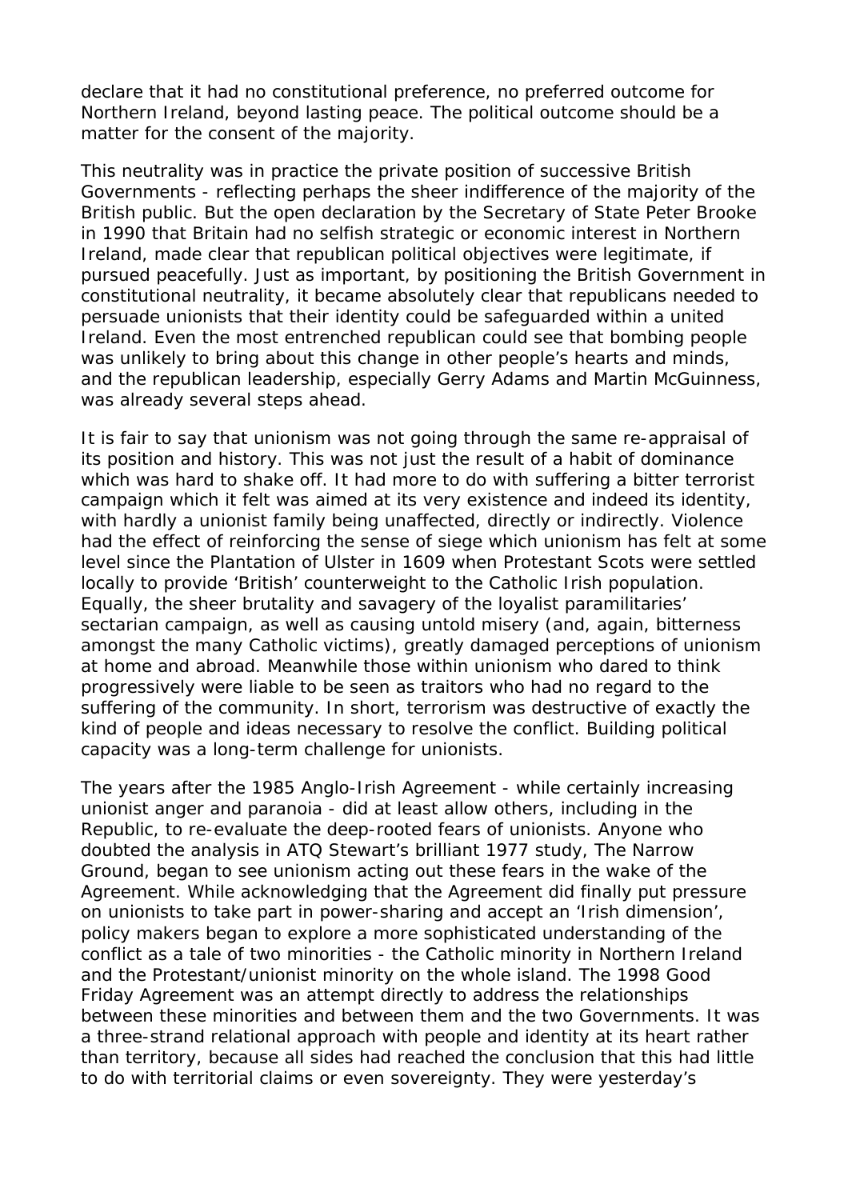declare that it had no constitutional preference, no preferred outcome for Northern Ireland, beyond lasting peace. The political outcome should be a matter for the consent of the majority.

This neutrality was in practice the private position of successive British Governments - reflecting perhaps the sheer indifference of the majority of the British public. But the open declaration by the Secretary of State Peter Brooke in 1990 that Britain had no selfish strategic or economic interest in Northern Ireland, made clear that republican political objectives were legitimate, if pursued peacefully. Just as important, by positioning the British Government in constitutional neutrality, it became absolutely clear that republicans needed to persuade unionists that their identity could be safeguarded within a united Ireland. Even the most entrenched republican could see that bombing people was unlikely to bring about this change in other people's hearts and minds, and the republican leadership, especially Gerry Adams and Martin McGuinness, was already several steps ahead.

It is fair to say that unionism was not going through the same re-appraisal of its position and history. This was not just the result of a habit of dominance which was hard to shake off. It had more to do with suffering a bitter terrorist campaign which it felt was aimed at its very existence and indeed its identity, with hardly a unionist family being unaffected, directly or indirectly. Violence had the effect of reinforcing the sense of siege which unionism has felt at some level since the Plantation of Ulster in 1609 when Protestant Scots were settled locally to provide 'British' counterweight to the Catholic Irish population. Equally, the sheer brutality and savagery of the loyalist paramilitaries' sectarian campaign, as well as causing untold misery (and, again, bitterness amongst the many Catholic victims), greatly damaged perceptions of unionism at home and abroad. Meanwhile those within unionism who dared to think progressively were liable to be seen as traitors who had no regard to the suffering of the community. In short, terrorism was destructive of exactly the kind of people and ideas necessary to resolve the conflict. Building political capacity was a long-term challenge for unionists.

The years after the 1985 Anglo-Irish Agreement - while certainly increasing unionist anger and paranoia - did at least allow others, including in the Republic, to re-evaluate the deep-rooted fears of unionists. Anyone who doubted the analysis in ATQ Stewart's brilliant 1977 study, The Narrow Ground, began to see unionism acting out these fears in the wake of the Agreement. While acknowledging that the Agreement did finally put pressure on unionists to take part in power-sharing and accept an 'Irish dimension', policy makers began to explore a more sophisticated understanding of the conflict as a tale of two minorities - the Catholic minority in Northern Ireland and the Protestant/unionist minority on the whole island. The 1998 Good Friday Agreement was an attempt directly to address the relationships between these minorities and between them and the two Governments. It was a three-strand relational approach with people and identity at its heart rather than territory, because all sides had reached the conclusion that this had little to do with territorial claims or even sovereignty. They were yesterday's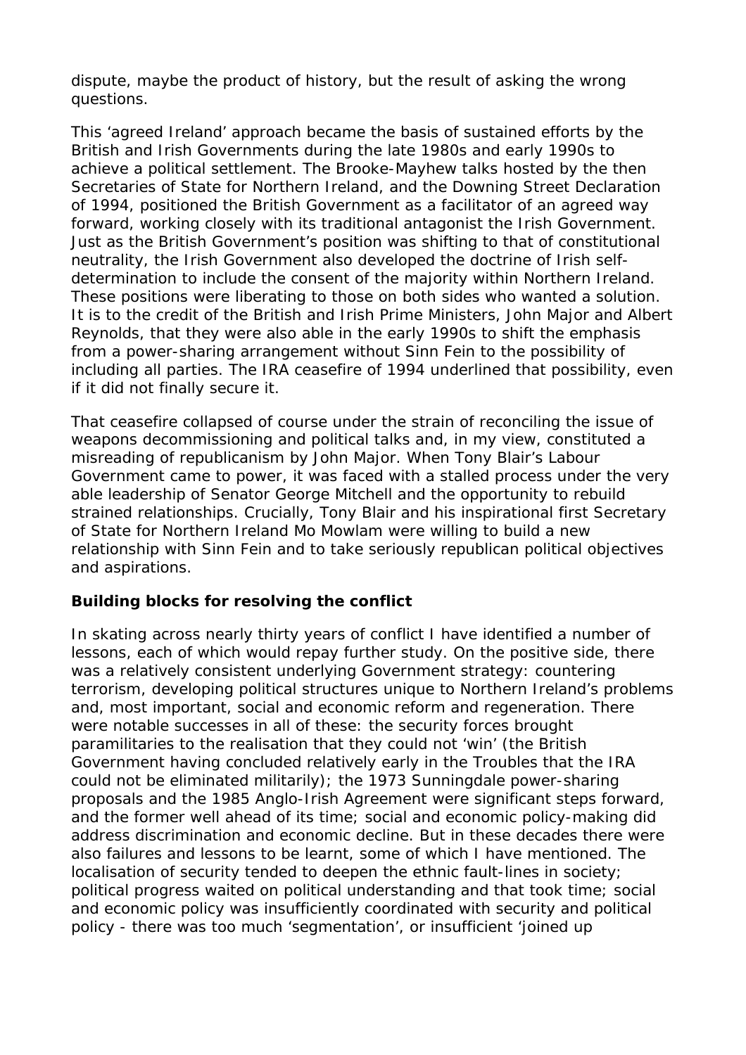dispute, maybe the product of history, but the result of asking the wrong questions.

This 'agreed Ireland' approach became the basis of sustained efforts by the British and Irish Governments during the late 1980s and early 1990s to achieve a political settlement. The Brooke-Mayhew talks hosted by the then Secretaries of State for Northern Ireland, and the Downing Street Declaration of 1994, positioned the British Government as a facilitator of an agreed way forward, working closely with its traditional antagonist the Irish Government. Just as the British Government's position was shifting to that of constitutional neutrality, the Irish Government also developed the doctrine of Irish self-determination to include the consent of the majority within Northern Ireland. These positions were liberating to those on both sides who wanted a solution. It is to the credit of the British and Irish Prime Ministers, John Major and Albert Reynolds, that they were also able in the early 1990s to shift the emphasis from a power-sharing arrangement without Sinn Fein to the possibility of including all parties. The IRA ceasefire of 1994 underlined that possibility, even if it did not finally secure it.

That ceasefire collapsed of course under the strain of reconciling the issue of weapons decommissioning and political talks and, in my view, constituted a misreading of republicanism by John Major. When Tony Blair's Labour Government came to power, it was faced with a stalled process under the very able leadership of Senator George Mitchell and the opportunity to rebuild strained relationships. Crucially, Tony Blair and his inspirational first Secretary of State for Northern Ireland Mo Mowlam were willing to build a new relationship with Sinn Fein and to take seriously republican political objectives and aspirations.

**Building blocks for resolving the conflict**

In skating across nearly thirty years of conflict I have identified a number of lessons, each of which would repay further study. On the positive side, there was a relatively consistent underlying Government strategy: countering terrorism, developing political structures unique to Northern Ireland's problems and, most important, social and economic reform and regeneration. There were notable successes in all of these: the security forces brought paramilitaries to the realisation that they could not 'win' (the British Government having concluded relatively early in the Troubles that the IRA could not be eliminated militarily); the 1973 Sunningdale power-sharing proposals and the 1985 Anglo-Irish Agreement were significant steps forward, and the former well ahead of its time; social and economic policy-making did address discrimination and economic decline. But in these decades there were also failures and lessons to be learnt, some of which I have mentioned. The localisation of security tended to deepen the ethnic fault-lines in society; political progress waited on political understanding and that took time; social and economic policy was insufficiently coordinated with security and political policy - there was too much 'segmentation', or insufficient 'joined up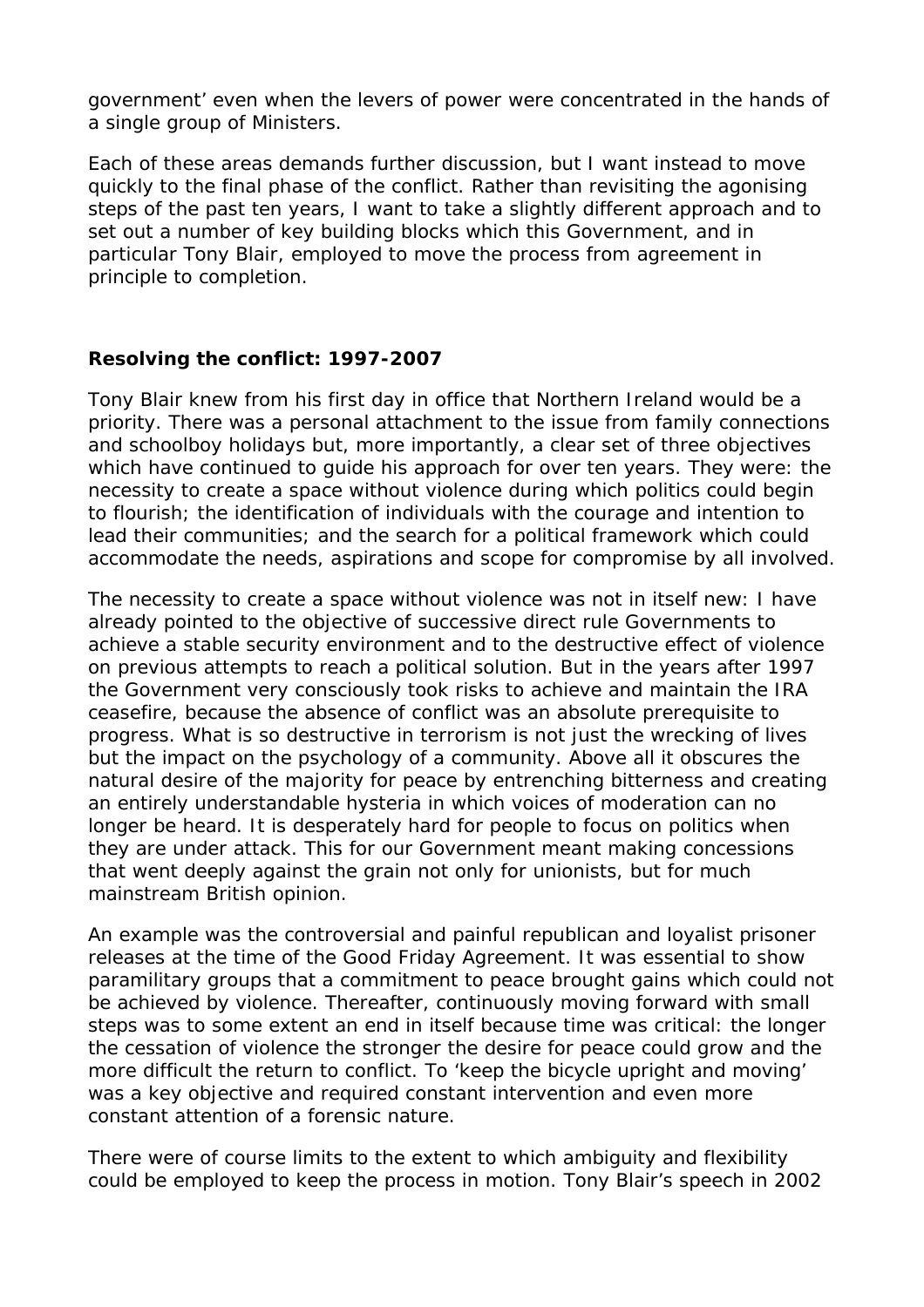government' even when the levers of power were concentrated in the hands of a single group of Ministers.

Each of these areas demands further discussion, but I want instead to move quickly to the final phase of the conflict. Rather than revisiting the agonising steps of the past ten years, I want to take a slightly different approach and to set out a number of key building blocks which this Government, and in particular Tony Blair, employed to move the process from agreement in principle to completion.

## Resolving the conflict: 1997-2007

Tony Blair knew from his first day in office that Northern Ireland would be a priority. There was a personal attachment to the issue from family connections and schoolboy holidays but, more importantly, a clear set of three objectives which have continued to guide his approach for over ten years. They were: the necessity to create a space without violence during which politics could begin to flourish; the identification of individuals with the courage and intention to lead their communities; and the search for a political framework which could accommodate the needs, aspirations and scope for compromise by all involved.

The necessity to create a space without violence was not in itself new: I have already pointed to the objective of successive direct rule Governments to achieve a stable security environment and to the destructive effect of violence on previous attempts to reach a political solution. But in the years after 1997 the Government very consciously took risks to achieve and maintain the IRA ceasefire, because the absence of conflict was an absolute prerequisite to progress. What is so destructive in terrorism is not just the wrecking of lives but the impact on the psychology of a community. Above all it obscures the natural desire of the majority for peace by entrenching bitterness and creating an entirely understandable hysteria in which voices of moderation can no longer be heard. It is desperately hard for people to focus on politics when they are under attack. This for our Government meant making concessions that went deeply against the grain not only for unionists, but for much mainstream British opinion.

An example was the controversial and painful republican and loyalist prisoner releases at the time of the Good Friday Agreement. It was essential to show paramilitary groups that a commitment to peace brought gains which could not be achieved by violence. Thereafter, continuously moving forward with small steps was to some extent an end in itself because time was critical: the longer the cessation of violence the stronger the desire for peace could grow and the more difficult the return to conflict. To 'keep the bicycle upright and moving' was a key objective and required constant intervention and even more constant attention of a forensic nature.

There were of course limits to the extent to which ambiguity and flexibility could be employed to keep the process in motion. Tony Blair's speech in 2002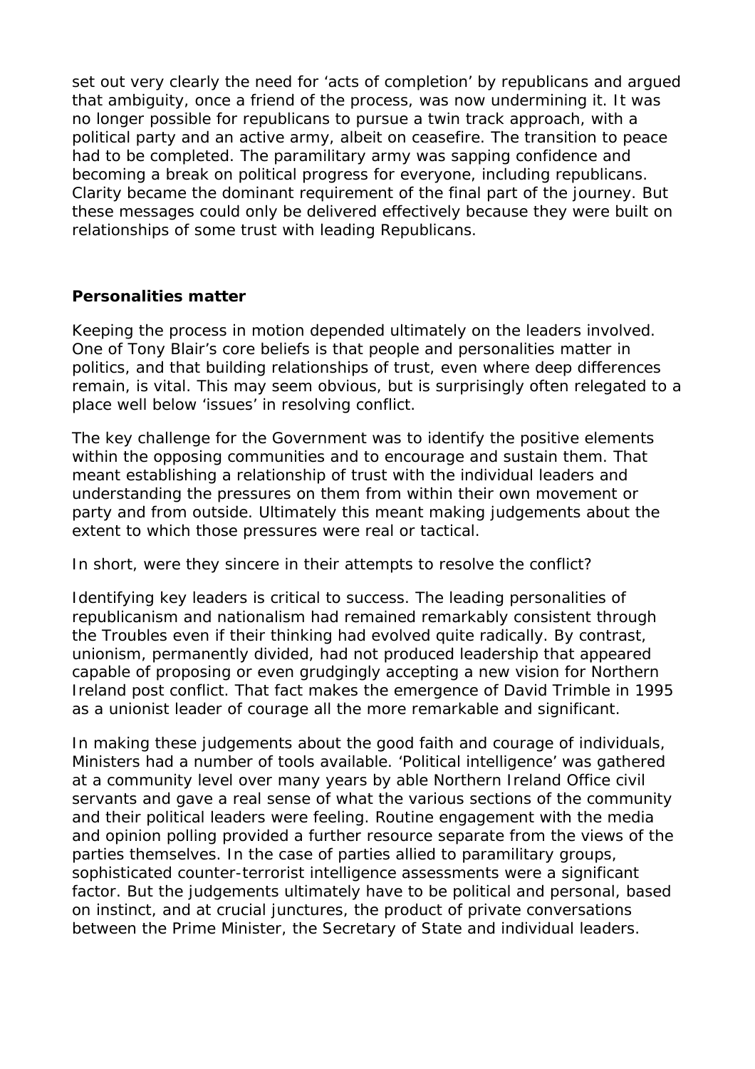set out very clearly the need for 'acts of completion' by republicans and argued that ambiguity, once a friend of the process, was now undermining it. It was no longer possible for republicans to pursue a twin track approach, with a political party and an active army, albeit on ceasefire. The transition to peace had to be completed. The paramilitary army was sapping confidence and becoming a break on political progress for everyone, including republicans. Clarity became the dominant requirement of the final part of the journey. But these messages could only be delivered effectively because they were built on relationships of some trust with leading Republicans.

**Personalities matter**

Keeping the process in motion depended ultimately on the leaders involved. One of Tony Blair's core beliefs is that people and personalities matter in politics, and that building relationships of trust, even where deep differences remain, is vital. This may seem obvious, but is surprisingly often relegated to a place well below 'issues' in resolving conflict.

The key challenge for the Government was to identify the positive elements within the opposing communities and to encourage and sustain them. That meant establishing a relationship of trust with the individual leaders and understanding the pressures on them from within their own movement or party and from outside. Ultimately this meant making judgements about the extent to which those pressures were real or tactical.

In short, were they sincere in their attempts to resolve the conflict?

Identifying key leaders is critical to success. The leading personalities of republicanism and nationalism had remained remarkably consistent through the Troubles even if their thinking had evolved quite radically. By contrast, unionism, permanently divided, had not produced leadership that appeared capable of proposing or even grudgingly accepting a new vision for Northern Ireland post conflict. That fact makes the emergence of David Trimble in 1995 as a unionist leader of courage all the more remarkable and significant.

In making these judgements about the good faith and courage of individuals, Ministers had a number of tools available. 'Political intelligence' was gathered at a community level over many years by able Northern Ireland Office civil servants and gave a real sense of what the various sections of the community and their political leaders were feeling. Routine engagement with the media and opinion polling provided a further resource separate from the views of the parties themselves. In the case of parties allied to paramilitary groups, sophisticated counter-terrorist intelligence assessments were a significant factor. But the judgements ultimately have to be political and personal, based on instinct, and at crucial junctures, the product of private conversations between the Prime Minister, the Secretary of State and individual leaders.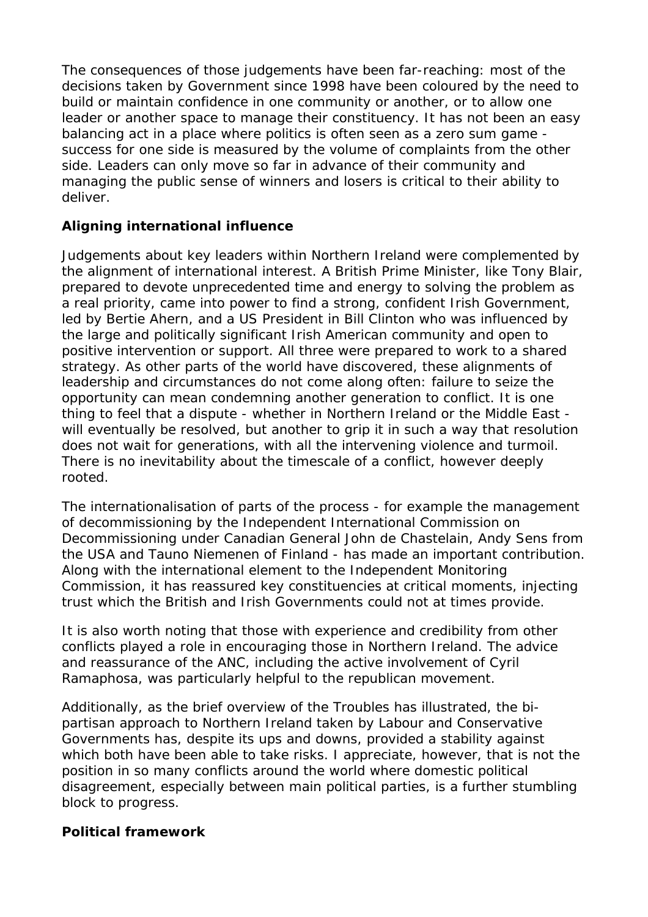The consequences of those judgements have been far-reaching: most of the decisions taken by Government since 1998 have been coloured by the need to build or maintain confidence in one community or another, or to allow one leader or another space to manage their constituency. It has not been an easy balancing act in a place where politics is often seen as a zero sum game - success for one side is measured by the volume of complaints from the other side. Leaders can only move so far in advance of their community and managing the public sense of winners and losers is critical to their ability to deliver.

**Aligning international influence**

Judgements about key leaders within Northern Ireland were complemented by the alignment of international interest. A British Prime Minister, like Tony Blair, prepared to devote unprecedented time and energy to solving the problem as a real priority, came into power to find a strong, confident Irish Government, led by Bertie Ahern, and a US President in Bill Clinton who was influenced by the large and politically significant Irish American community and open to positive intervention or support. All three were prepared to work to a shared strategy. As other parts of the world have discovered, these alignments of leadership and circumstances do not come along often: failure to seize the opportunity can mean condemning another generation to conflict. It is one thing to feel that a dispute - whether in Northern Ireland or the Middle East - will eventually be resolved, but another to grip it in such a way that resolution does not wait for generations, with all the intervening violence and turmoil. There is no inevitability about the timescale of a conflict, however deeply rooted.

The internationalisation of parts of the process - for example the management of decommissioning by the Independent International Commission on Decommissioning under Canadian General John de Chastelain, Andy Sens from the USA and Tauno Niemenen of Finland - has made an important contribution. Along with the international element to the Independent Monitoring Commission, it has reassured key constituencies at critical moments, injecting trust which the British and Irish Governments could not at times provide.

It is also worth noting that those with experience and credibility from other conflicts played a role in encouraging those in Northern Ireland. The advice and reassurance of the ANC, including the active involvement of Cyril Ramaphosa, was particularly helpful to the republican movement.

Additionally, as the brief overview of the Troubles has illustrated, the bi-partisan approach to Northern Ireland taken by Labour and Conservative Governments has, despite its ups and downs, provided a stability against which both have been able to take risks. I appreciate, however, that is not the position in so many conflicts around the world where domestic political disagreement, especially between main political parties, is a further stumbling block to progress.

**Political framework**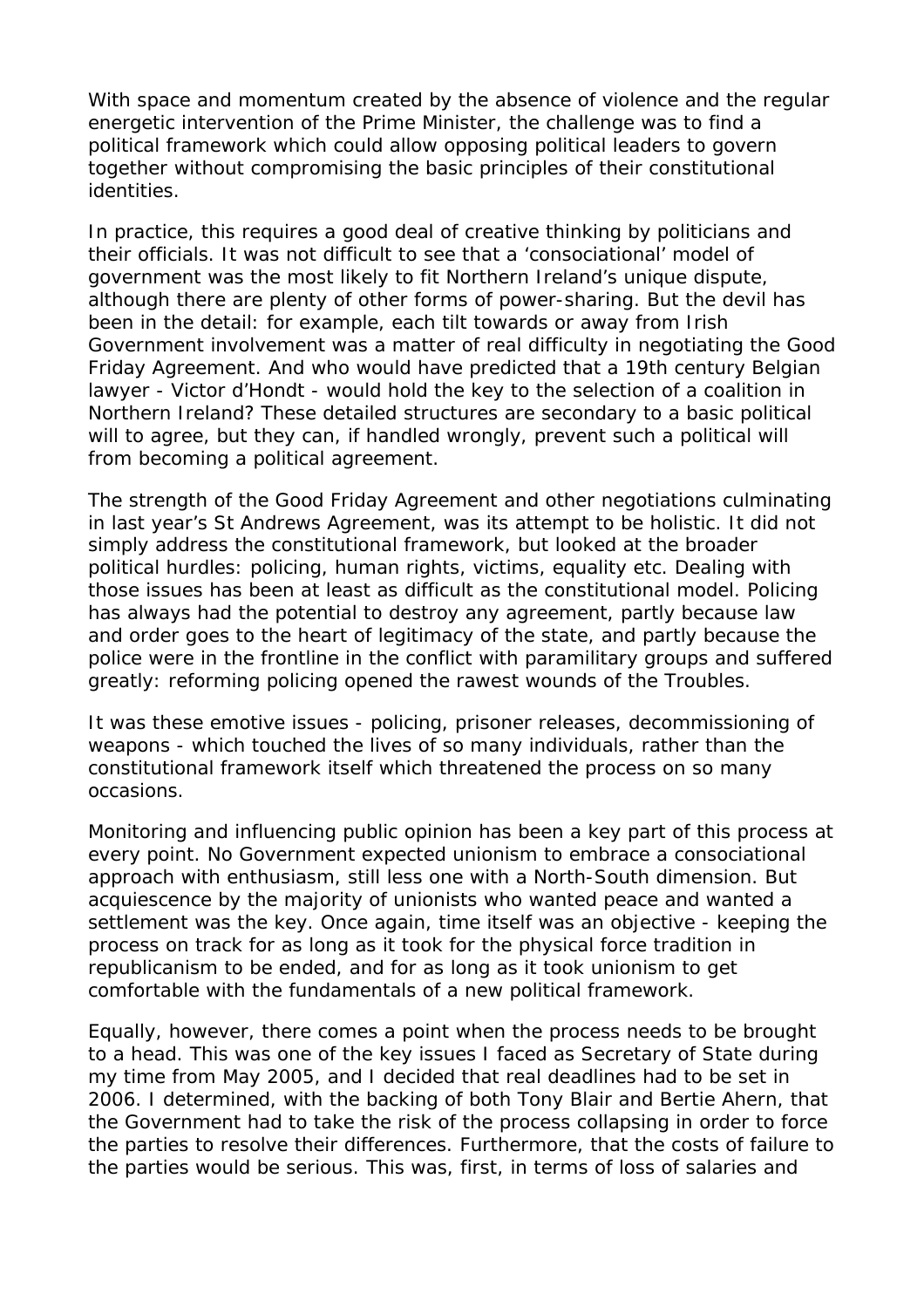With space and momentum created by the absence of violence and the regular energetic intervention of the Prime Minister, the challenge was to find a political framework which could allow opposing political leaders to govern together without compromising the basic principles of their constitutional identities.

In practice, this requires a good deal of creative thinking by politicians and their officials. It was not difficult to see that a 'consociational' model of government was the most likely to fit Northern Ireland's unique dispute, although there are plenty of other forms of power-sharing. But the devil has been in the detail: for example, each tilt towards or away from Irish Government involvement was a matter of real difficulty in negotiating the Good Friday Agreement. And who would have predicted that a 19th century Belgian lawyer - Victor d'Hondt - would hold the key to the selection of a coalition in Northern Ireland? These detailed structures are secondary to a basic political will to agree, but they can, if handled wrongly, prevent such a political will from becoming a political agreement.

The strength of the Good Friday Agreement and other negotiations culminating in last year's St Andrews Agreement, was its attempt to be holistic. It did not simply address the constitutional framework, but looked at the broader political hurdles: policing, human rights, victims, equality etc. Dealing with those issues has been at least as difficult as the constitutional model. Policing has always had the potential to destroy any agreement, partly because law and order goes to the heart of legitimacy of the state, and partly because the police were in the frontline in the conflict with paramilitary groups and suffered greatly: reforming policing opened the rawest wounds of the Troubles.

It was these emotive issues - policing, prisoner releases, decommissioning of weapons - which touched the lives of so many individuals, rather than the constitutional framework itself which threatened the process on so many occasions.

Monitoring and influencing public opinion has been a key part of this process at every point. No Government expected unionism to embrace a consociational approach with enthusiasm, still less one with a North-South dimension. But acquiescence by the majority of unionists who wanted peace and wanted a settlement was the key. Once again, time itself was an objective - keeping the process on track for as long as it took for the physical force tradition in republicanism to be ended, and for as long as it took unionism to get comfortable with the fundamentals of a new political framework.

Equally, however, there comes a point when the process needs to be brought to a head. This was one of the key issues I faced as Secretary of State during my time from May 2005, and I decided that real deadlines had to be set in 2006. I determined, with the backing of both Tony Blair and Bertie Ahern, that the Government had to take the risk of the process collapsing in order to force the parties to resolve their differences. Furthermore, that the costs of failure to the parties would be serious. This was, first, in terms of loss of salaries and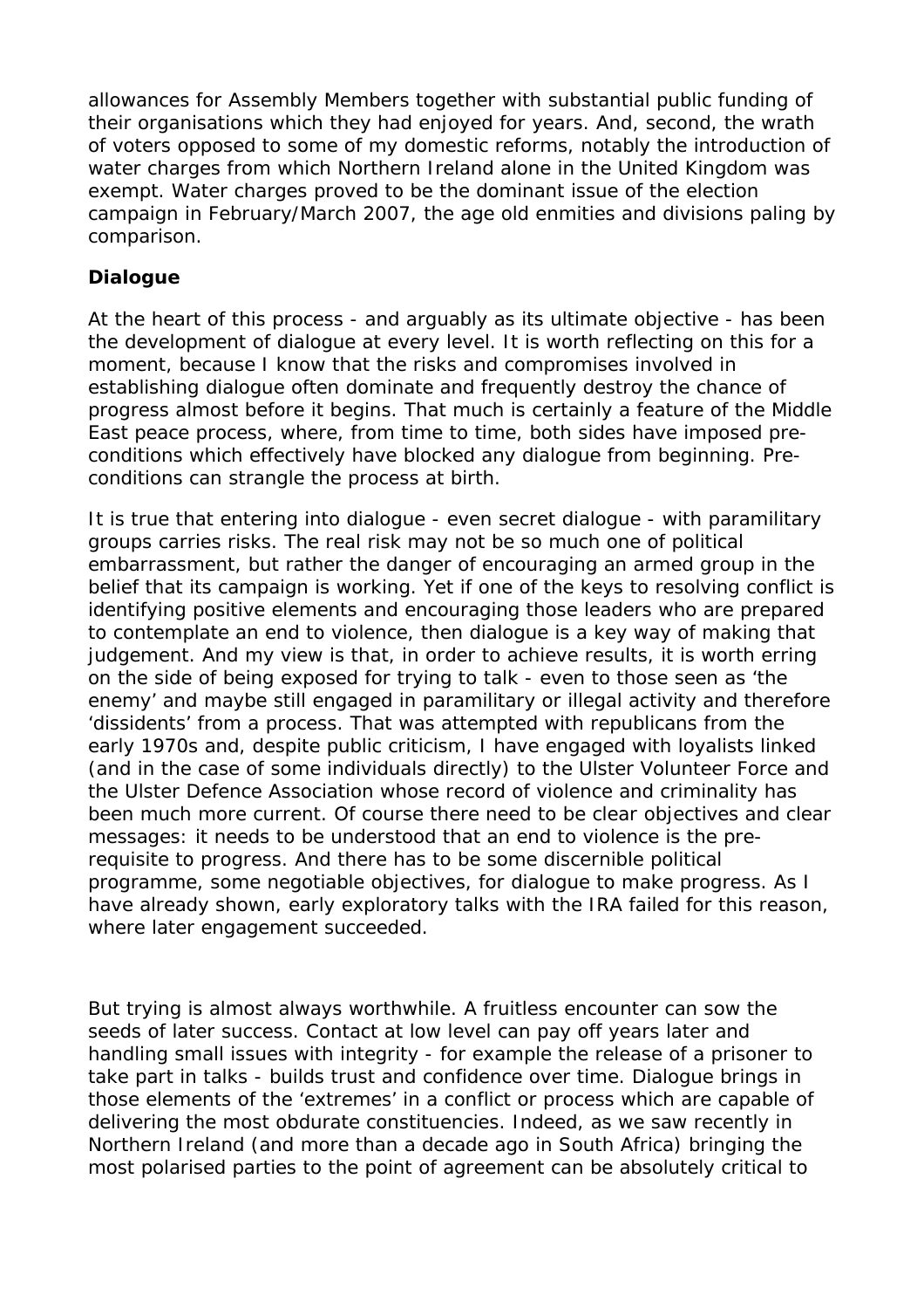allowances for Assembly Members together with substantial public funding of their organisations which they had enjoyed for years. And, second, the wrath of voters opposed to some of my domestic reforms, notably the introduction of water charges from which Northern Ireland alone in the United Kingdom was exempt. Water charges proved to be the dominant issue of the election campaign in February/March 2007, the age old enmities and divisions paling by comparison.

**Dialogue**

At the heart of this process - and arguably as its ultimate objective - has been the development of dialogue at every level. It is worth reflecting on this for a moment, because I know that the risks and compromises involved in establishing dialogue often dominate and frequently destroy the chance of progress almost before it begins. That much is certainly a feature of the Middle East peace process, where, from time to time, both sides have imposed pre-conditions which effectively have blocked any dialogue from beginning. Pre-conditions can strangle the process at birth.

It is true that entering into dialogue - even secret dialogue - with paramilitary groups carries risks. The real risk may not be so much one of political embarrassment, but rather the danger of encouraging an armed group in the belief that its campaign is working. Yet if one of the keys to resolving conflict is identifying positive elements and encouraging those leaders who are prepared to contemplate an end to violence, then dialogue is a key way of making that judgement. And my view is that, in order to achieve results, it is worth erring on the side of being exposed for trying to talk - even to those seen as 'the enemy' and maybe still engaged in paramilitary or illegal activity and therefore 'dissidents' from a process. That was attempted with republicans from the early 1970s and, despite public criticism, I have engaged with loyalists linked (and in the case of some individuals directly) to the Ulster Volunteer Force and the Ulster Defence Association whose record of violence and criminality has been much more current. Of course there need to be clear objectives and clear messages: it needs to be understood that an end to violence is the pre-requisite to progress. And there has to be some discernible political programme, some negotiable objectives, for dialogue to make progress. As I have already shown, early exploratory talks with the IRA failed for this reason, where later engagement succeeded.

But trying is almost always worthwhile. A fruitless encounter can sow the seeds of later success. Contact at low level can pay off years later and handling small issues with integrity - for example the release of a prisoner to take part in talks - builds trust and confidence over time. Dialogue brings in those elements of the 'extremes' in a conflict or process which are capable of delivering the most obdurate constituencies. Indeed, as we saw recently in Northern Ireland (and more than a decade ago in South Africa) bringing the most polarised parties to the point of agreement can be absolutely critical to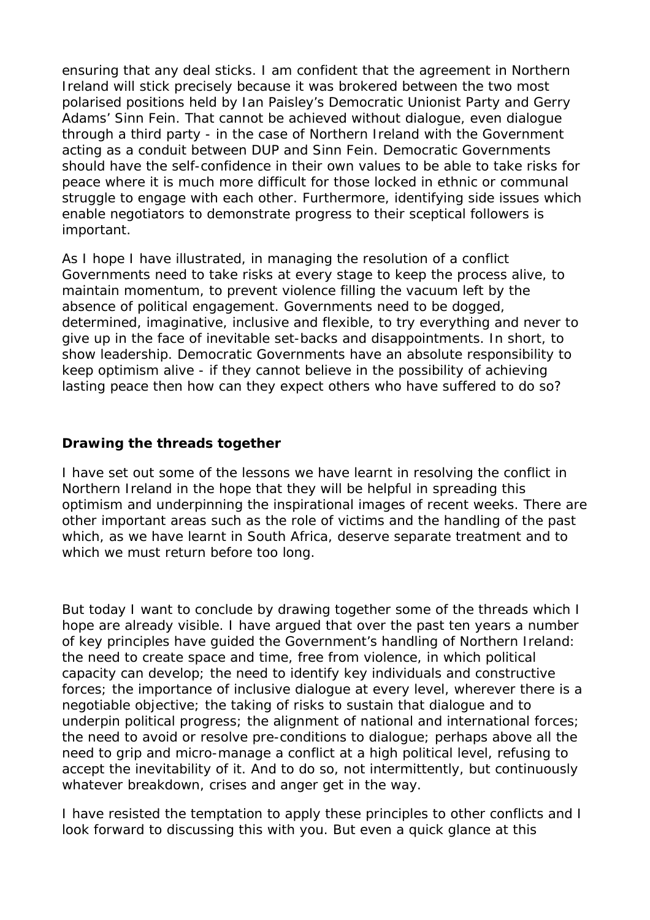ensuring that any deal sticks. I am confident that the agreement in Northern Ireland will stick precisely because it was brokered between the two most polarised positions held by Ian Paisley's Democratic Unionist Party and Gerry Adams' Sinn Fein. That cannot be achieved without dialogue, even dialogue through a third party - in the case of Northern Ireland with the Government acting as a conduit between DUP and Sinn Fein. Democratic Governments should have the self-confidence in their own values to be able to take risks for peace where it is much more difficult for those locked in ethnic or communal struggle to engage with each other. Furthermore, identifying side issues which enable negotiators to demonstrate progress to their sceptical followers is important.

As I hope I have illustrated, in managing the resolution of a conflict Governments need to take risks at every stage to keep the process alive, to maintain momentum, to prevent violence filling the vacuum left by the absence of political engagement. Governments need to be dogged, determined, imaginative, inclusive and flexible, to try everything and never to give up in the face of inevitable set-backs and disappointments. In short, to show leadership. Democratic Governments have an absolute responsibility to keep optimism alive - if they cannot believe in the possibility of achieving lasting peace then how can they expect others who have suffered to do so?

**Drawing the threads together**

I have set out some of the lessons we have learnt in resolving the conflict in Northern Ireland in the hope that they will be helpful in spreading this optimism and underpinning the inspirational images of recent weeks. There are other important areas such as the role of victims and the handling of the past which, as we have learnt in South Africa, deserve separate treatment and to which we must return before too long.

But today I want to conclude by drawing together some of the threads which I hope are already visible. I have argued that over the past ten years a number of key principles have guided the Government's handling of Northern Ireland: the need to create space and time, free from violence, in which political capacity can develop; the need to identify key individuals and constructive forces; the importance of inclusive dialogue at every level, wherever there is a negotiable objective; the taking of risks to sustain that dialogue and to underpin political progress; the alignment of national and international forces; the need to avoid or resolve pre-conditions to dialogue; perhaps above all the need to grip and micro-manage a conflict at a high political level, refusing to accept the inevitability of it. And to do so, not intermittently, but continuously whatever breakdown, crises and anger get in the way.

I have resisted the temptation to apply these principles to other conflicts and I look forward to discussing this with you. But even a quick glance at this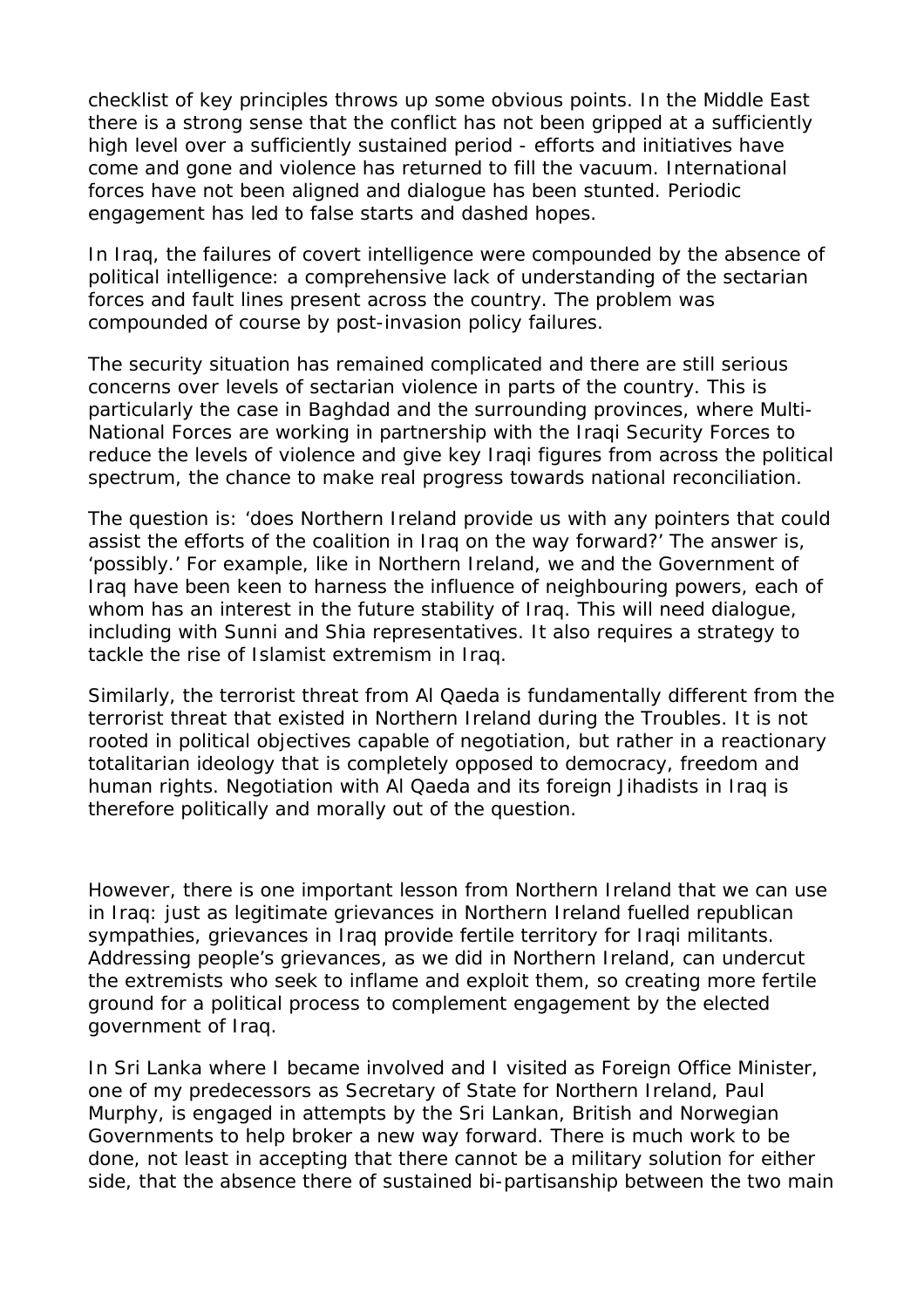checklist of key principles throws up some obvious points. In the Middle East there is a strong sense that the conflict has not been gripped at a sufficiently high level over a sufficiently sustained period - efforts and initiatives have come and gone and violence has returned to fill the vacuum. International forces have not been aligned and dialogue has been stunted. Periodic engagement has led to false starts and dashed hopes.

In Iraq, the failures of covert intelligence were compounded by the absence of political intelligence: a comprehensive lack of understanding of the sectarian forces and fault lines present across the country. The problem was compounded of course by post-invasion policy failures.

The security situation has remained complicated and there are still serious concerns over levels of sectarian violence in parts of the country. This is particularly the case in Baghdad and the surrounding provinces, where Multi-National Forces are working in partnership with the Iraqi Security Forces to reduce the levels of violence and give key Iraqi figures from across the political spectrum, the chance to make real progress towards national reconciliation.

The question is: 'does Northern Ireland provide us with any pointers that could assist the efforts of the coalition in Iraq on the way forward?' The answer is, 'possibly.' For example, like in Northern Ireland, we and the Government of Iraq have been keen to harness the influence of neighbouring powers, each of whom has an interest in the future stability of Iraq. This will need dialogue, including with Sunni and Shia representatives. It also requires a strategy to tackle the rise of Islamist extremism in Iraq.

Similarly, the terrorist threat from Al Qaeda is fundamentally different from the terrorist threat that existed in Northern Ireland during the Troubles. It is not rooted in political objectives capable of negotiation, but rather in a reactionary totalitarian ideology that is completely opposed to democracy, freedom and human rights. Negotiation with Al Qaeda and its foreign Jihadists in Iraq is therefore politically and morally out of the question.

However, there is one important lesson from Northern Ireland that we can use in Iraq: just as legitimate grievances in Northern Ireland fuelled republican sympathies, grievances in Iraq provide fertile territory for Iraqi militants. Addressing people's grievances, as we did in Northern Ireland, can undercut the extremists who seek to inflame and exploit them, so creating more fertile ground for a political process to complement engagement by the elected government of Iraq.

In Sri Lanka where I became involved and I visited as Foreign Office Minister, one of my predecessors as Secretary of State for Northern Ireland, Paul Murphy, is engaged in attempts by the Sri Lankan, British and Norwegian Governments to help broker a new way forward. There is much work to be done, not least in accepting that there cannot be a military solution for either side, that the absence there of sustained bi-partisanship between the two main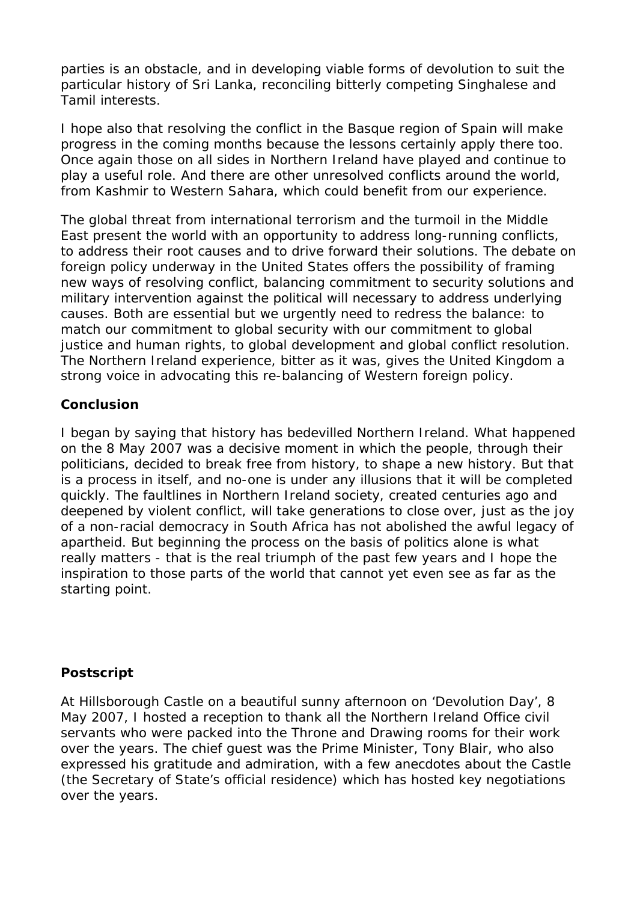parties is an obstacle, and in developing viable forms of devolution to suit the particular history of Sri Lanka, reconciling bitterly competing Singhalese and Tamil interests.

I hope also that resolving the conflict in the Basque region of Spain will make progress in the coming months because the lessons certainly apply there too. Once again those on all sides in Northern Ireland have played and continue to play a useful role. And there are other unresolved conflicts around the world, from Kashmir to Western Sahara, which could benefit from our experience.

The global threat from international terrorism and the turmoil in the Middle East present the world with an opportunity to address long-running conflicts, to address their root causes and to drive forward their solutions. The debate on foreign policy underway in the United States offers the possibility of framing new ways of resolving conflict, balancing commitment to security solutions and military intervention against the political will necessary to address underlying causes. Both are essential but we urgently need to redress the balance: to match our commitment to global security with our commitment to global justice and human rights, to global development and global conflict resolution. The Northern Ireland experience, bitter as it was, gives the United Kingdom a strong voice in advocating this re-balancing of Western foreign policy.

## Conclusion

I began by saying that history has bedevilled Northern Ireland. What happened on the 8 May 2007 was a decisive moment in which the people, through their politicians, decided to break free from history, to shape a new history. But that is a process in itself, and no-one is under any illusions that it will be completed quickly. The faultlines in Northern Ireland society, created centuries ago and deepened by violent conflict, will take generations to close over, just as the joy of a non-racial democracy in South Africa has not abolished the awful legacy of apartheid. But beginning the process on the basis of politics alone is what really matters - that is the real triumph of the past few years and I hope the inspiration to those parts of the world that cannot yet even see as far as the starting point.

## Postscript

At Hillsborough Castle on a beautiful sunny afternoon on 'Devolution Day', 8 May 2007, I hosted a reception to thank all the Northern Ireland Office civil servants who were packed into the Throne and Drawing rooms for their work over the years. The chief guest was the Prime Minister, Tony Blair, who also expressed his gratitude and admiration, with a few anecdotes about the Castle (the Secretary of State's official residence) which has hosted key negotiations over the years.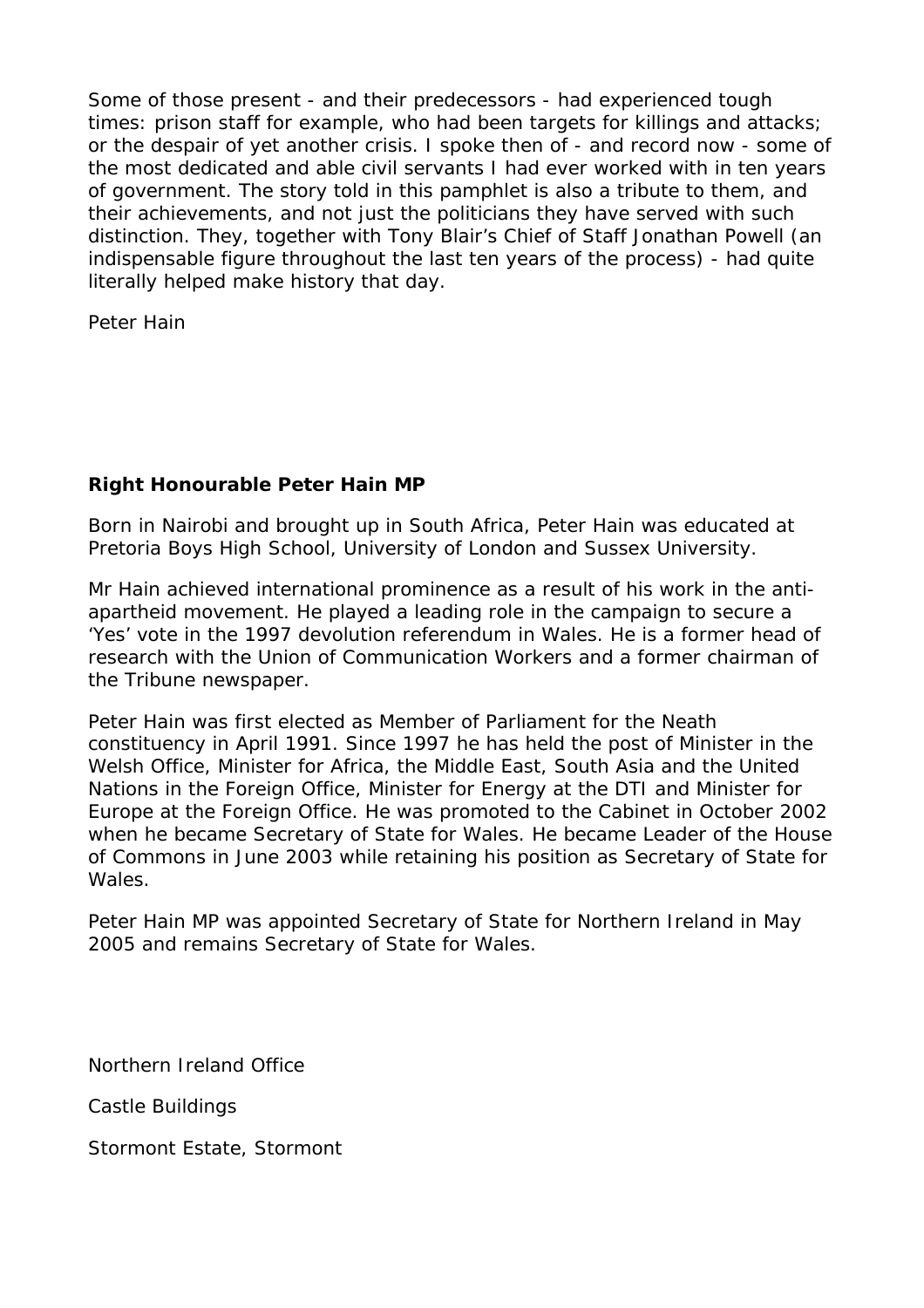Some of those present - and their predecessors - had experienced tough times: prison staff for example, who had been targets for killings and attacks; or the despair of yet another crisis. I spoke then of - and record now - some of the most dedicated and able civil servants I had ever worked with in ten years of government. The story told in this pamphlet is also a tribute to them, and their achievements, and not just the politicians they have served with such distinction. They, together with Tony Blair's Chief of Staff Jonathan Powell (an indispensable figure throughout the last ten years of the process) - had quite literally helped make history that day.

Peter Hain

**Right Honourable Peter Hain MP**

Born in Nairobi and brought up in South Africa, Peter Hain was educated at Pretoria Boys High School, University of London and Sussex University.

Mr Hain achieved international prominence as a result of his work in the anti-apartheid movement. He played a leading role in the campaign to secure a 'Yes' vote in the 1997 devolution referendum in Wales. He is a former head of research with the Union of Communication Workers and a former chairman of the Tribune newspaper.

Peter Hain was first elected as Member of Parliament for the Neath constituency in April 1991. Since 1997 he has held the post of Minister in the Welsh Office, Minister for Africa, the Middle East, South Asia and the United Nations in the Foreign Office, Minister for Energy at the DTI and Minister for Europe at the Foreign Office. He was promoted to the Cabinet in October 2002 when he became Secretary of State for Wales. He became Leader of the House of Commons in June 2003 while retaining his position as Secretary of State for Wales.

Peter Hain MP was appointed Secretary of State for Northern Ireland in May 2005 and remains Secretary of State for Wales.

Northern Ireland Office

Castle Buildings

Stormont Estate, Stormont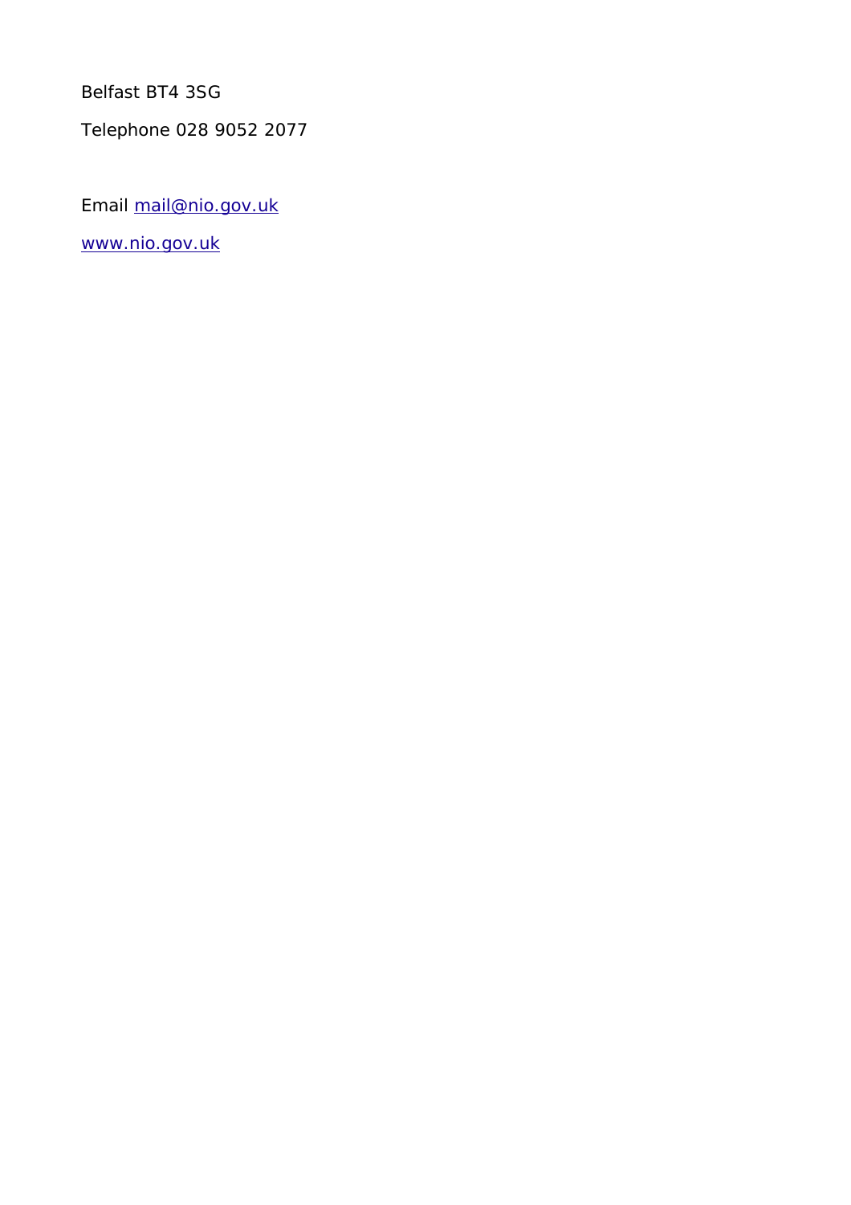Belfast BT4 3SG

Telephone 028 9052 2077

Email mail@nio.gov.uk

www.nio.gov.uk